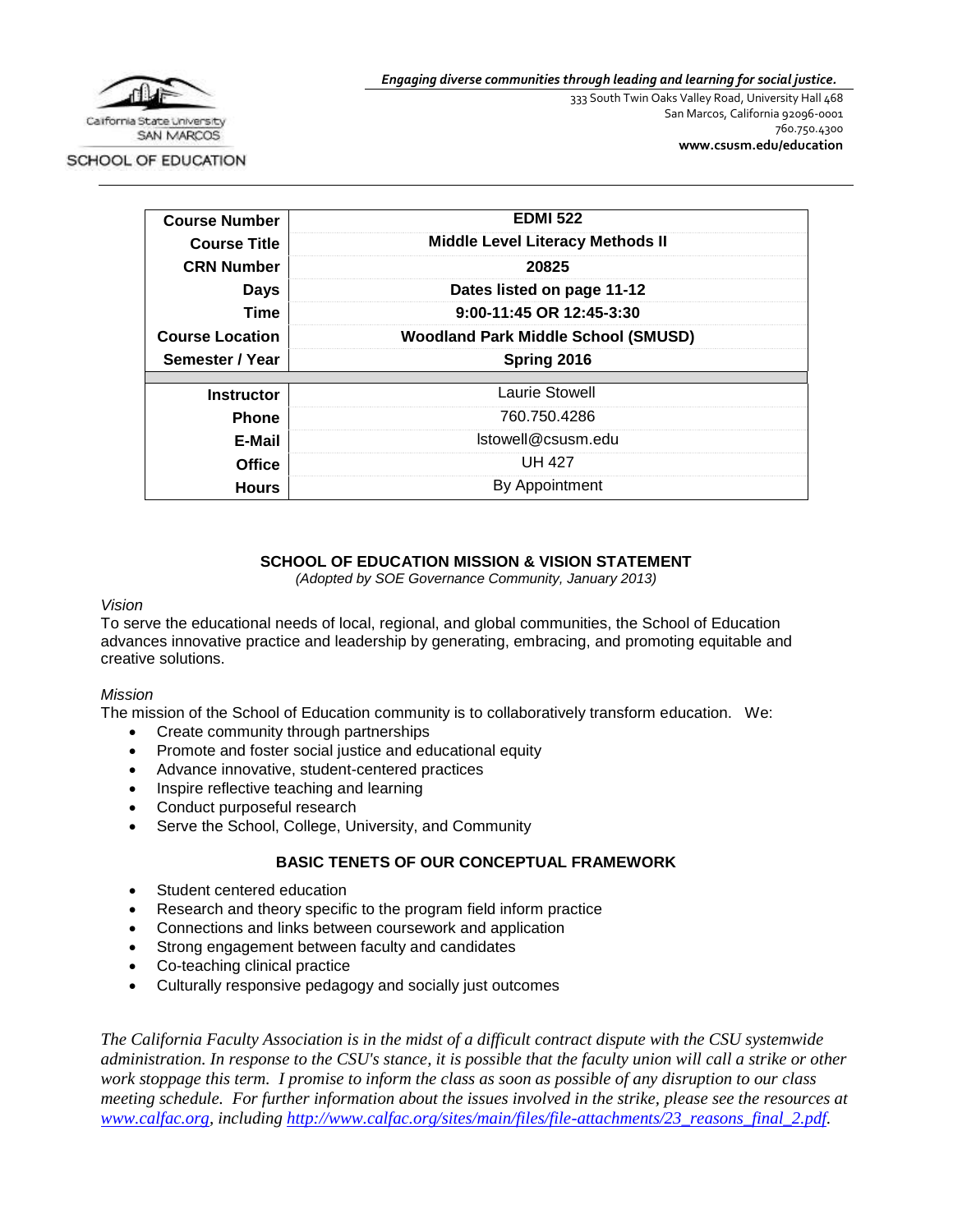California State University SAN MARCOS
SCHOOL OF EDUCATION

*Engaging diverse communities through leading and learning for social justice.*

333 South Twin Oaks Valley Road, University Hall 468
San Marcos, California 92096-0001
760.750.4300
**www.csusm.edu/education**

| | |
|---|---|
| **Course Number** | **EDMI 522** |
| **Course Title** | **Middle Level Literacy Methods II** |
| **CRN Number** | **20825** |
| **Days** | **Dates listed on page 11-12** |
| **Time** | **9:00-11:45 OR 12:45-3:30** |
| **Course Location** | **Woodland Park Middle School (SMUSD)** |
| **Semester / Year** | **Spring 2016** |
| | |
| **Instructor** | Laurie Stowell |
| **Phone** | 760.750.4286 |
| **E-Mail** | lstowell@csusm.edu |
| **Office** | UH 427 |
| **Hours** | By Appointment |

## SCHOOL OF EDUCATION MISSION & VISION STATEMENT

*(Adopted by SOE Governance Community, January 2013)*

*Vision*

To serve the educational needs of local, regional, and global communities, the School of Education advances innovative practice and leadership by generating, embracing, and promoting equitable and creative solutions.

*Mission*

The mission of the School of Education community is to collaboratively transform education. We:

- Create community through partnerships
- Promote and foster social justice and educational equity
- Advance innovative, student-centered practices
- Inspire reflective teaching and learning
- Conduct purposeful research
- Serve the School, College, University, and Community

## BASIC TENETS OF OUR CONCEPTUAL FRAMEWORK

- Student centered education
- Research and theory specific to the program field inform practice
- Connections and links between coursework and application
- Strong engagement between faculty and candidates
- Co-teaching clinical practice
- Culturally responsive pedagogy and socially just outcomes

*The California Faculty Association is in the midst of a difficult contract dispute with the CSU systemwide administration. In response to the CSU's stance, it is possible that the faculty union will call a strike or other work stoppage this term. I promise to inform the class as soon as possible of any disruption to our class meeting schedule. For further information about the issues involved in the strike, please see the resources at www.calfac.org, including http://www.calfac.org/sites/main/files/file-attachments/23_reasons_final_2.pdf.*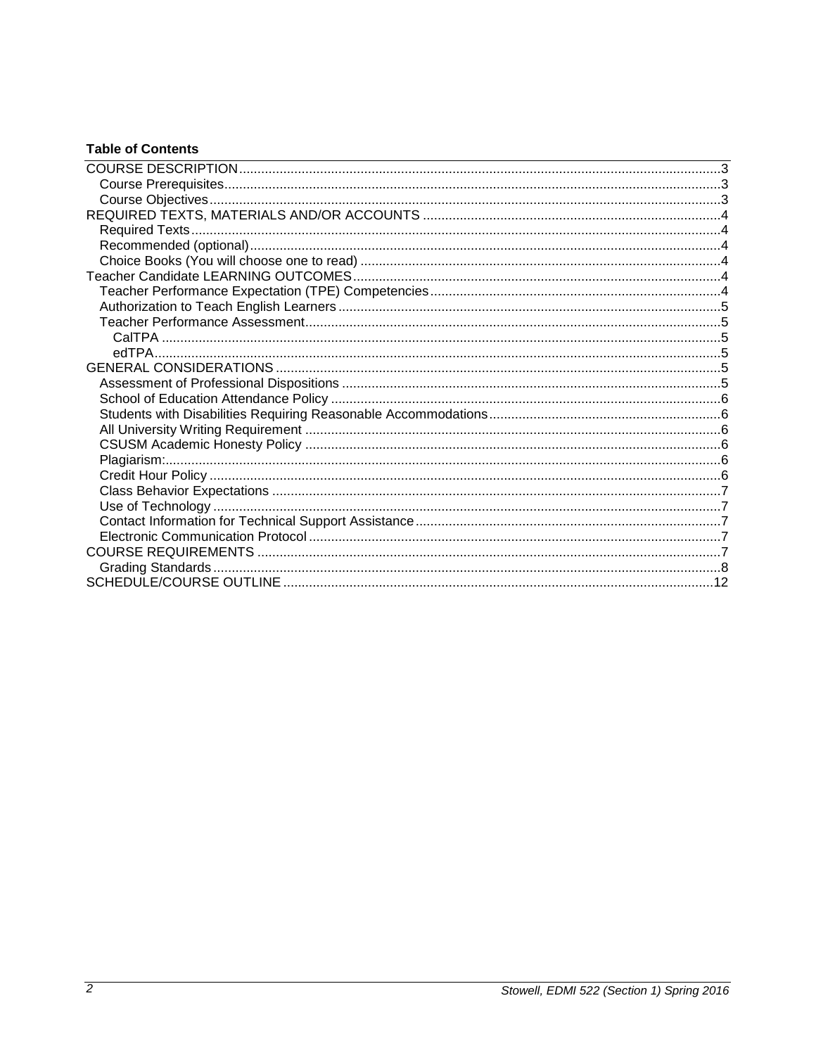**Table of Contents**

- COURSE DESCRIPTION ........ 3
  - Course Prerequisites ........ 3
  - Course Objectives ........ 3
- REQUIRED TEXTS, MATERIALS AND/OR ACCOUNTS ........ 4
  - Required Texts ........ 4
  - Recommended (optional) ........ 4
  - Choice Books (You will choose one to read) ........ 4
- Teacher Candidate LEARNING OUTCOMES ........ 4
  - Teacher Performance Expectation (TPE) Competencies ........ 4
  - Authorization to Teach English Learners ........ 5
  - Teacher Performance Assessment ........ 5
    - CalTPA ........ 5
    - edTPA ........ 5
- GENERAL CONSIDERATIONS ........ 5
  - Assessment of Professional Dispositions ........ 5
  - School of Education Attendance Policy ........ 6
  - Students with Disabilities Requiring Reasonable Accommodations ........ 6
  - All University Writing Requirement ........ 6
  - CSUSM Academic Honesty Policy ........ 6
  - Plagiarism: ........ 6
  - Credit Hour Policy ........ 6
  - Class Behavior Expectations ........ 7
  - Use of Technology ........ 7
  - Contact Information for Technical Support Assistance ........ 7
  - Electronic Communication Protocol ........ 7
- COURSE REQUIREMENTS ........ 7
  - Grading Standards ........ 8
- SCHEDULE/COURSE OUTLINE ........ 12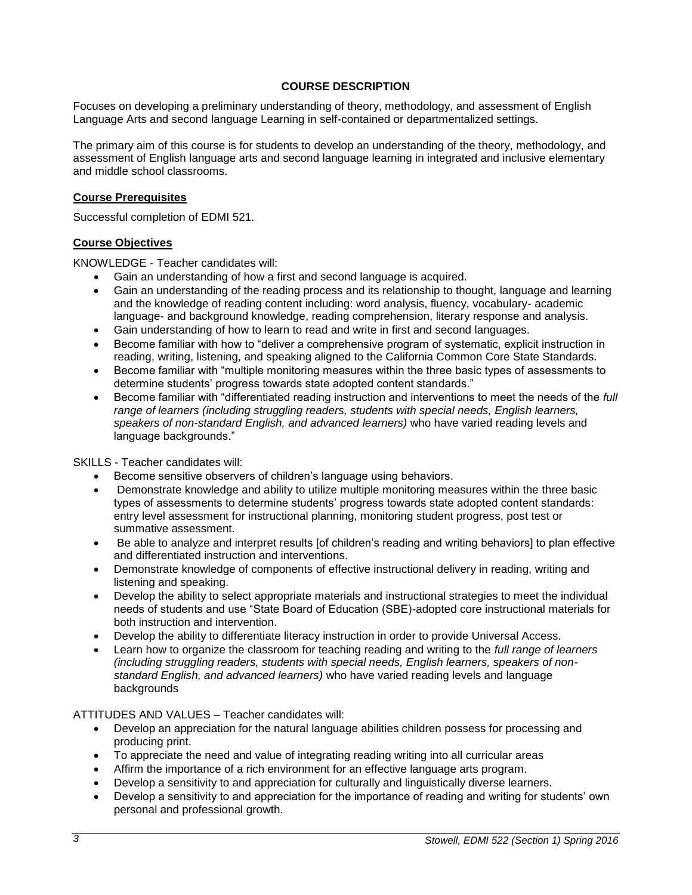## COURSE DESCRIPTION

Focuses on developing a preliminary understanding of theory, methodology, and assessment of English Language Arts and second language Learning in self-contained or departmentalized settings.

The primary aim of this course is for students to develop an understanding of the theory, methodology, and assessment of English language arts and second language learning in integrated and inclusive elementary and middle school classrooms.

### Course Prerequisites

Successful completion of EDMI 521.

### Course Objectives

KNOWLEDGE - Teacher candidates will:

- Gain an understanding of how a first and second language is acquired.
- Gain an understanding of the reading process and its relationship to thought, language and learning and the knowledge of reading content including: word analysis, fluency, vocabulary- academic language- and background knowledge, reading comprehension, literary response and analysis.
- Gain understanding of how to learn to read and write in first and second languages.
- Become familiar with how to "deliver a comprehensive program of systematic, explicit instruction in reading, writing, listening, and speaking aligned to the California Common Core State Standards.
- Become familiar with "multiple monitoring measures within the three basic types of assessments to determine students' progress towards state adopted content standards."
- Become familiar with "differentiated reading instruction and interventions to meet the needs of the *full range of learners (including struggling readers, students with special needs, English learners, speakers of non-standard English, and advanced learners)* who have varied reading levels and language backgrounds."

SKILLS - Teacher candidates will:

- Become sensitive observers of children's language using behaviors.
- Demonstrate knowledge and ability to utilize multiple monitoring measures within the three basic types of assessments to determine students' progress towards state adopted content standards: entry level assessment for instructional planning, monitoring student progress, post test or summative assessment.
- Be able to analyze and interpret results [of children's reading and writing behaviors] to plan effective and differentiated instruction and interventions.
- Demonstrate knowledge of components of effective instructional delivery in reading, writing and listening and speaking.
- Develop the ability to select appropriate materials and instructional strategies to meet the individual needs of students and use "State Board of Education (SBE)-adopted core instructional materials for both instruction and intervention.
- Develop the ability to differentiate literacy instruction in order to provide Universal Access.
- Learn how to organize the classroom for teaching reading and writing to the *full range of learners (including struggling readers, students with special needs, English learners, speakers of non-standard English, and advanced learners)* who have varied reading levels and language backgrounds

ATTITUDES AND VALUES – Teacher candidates will:

- Develop an appreciation for the natural language abilities children possess for processing and producing print.
- To appreciate the need and value of integrating reading writing into all curricular areas
- Affirm the importance of a rich environment for an effective language arts program.
- Develop a sensitivity to and appreciation for culturally and linguistically diverse learners.
- Develop a sensitivity to and appreciation for the importance of reading and writing for students' own personal and professional growth.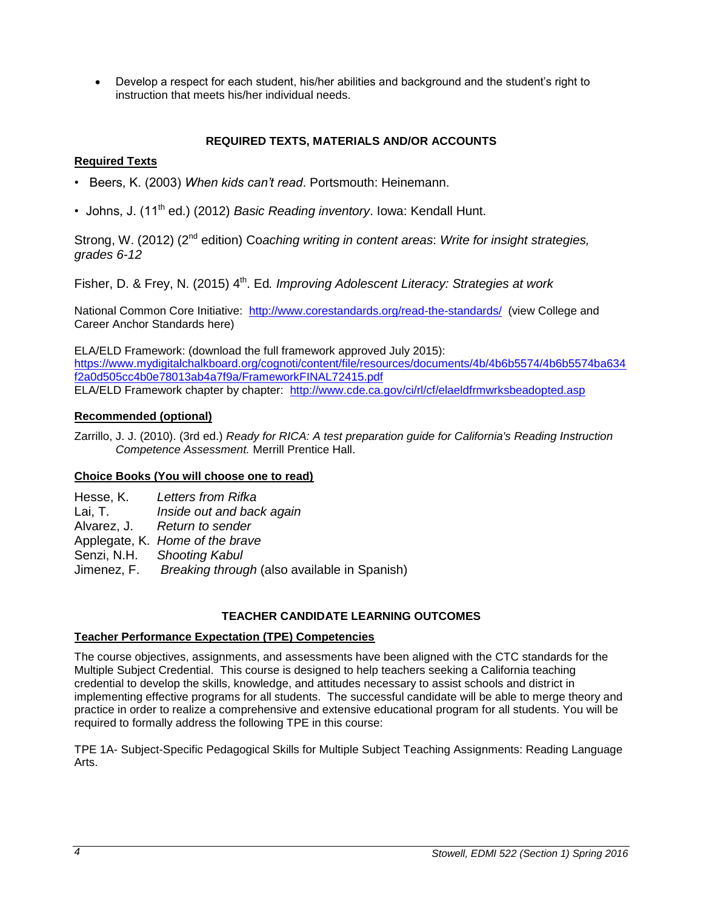- Develop a respect for each student, his/her abilities and background and the student's right to instruction that meets his/her individual needs.

## REQUIRED TEXTS, MATERIALS AND/OR ACCOUNTS

### Required Texts

- Beers, K. (2003) *When kids can't read*. Portsmouth: Heinemann.
- Johns, J. (11th ed.) (2012) *Basic Reading inventory*. Iowa: Kendall Hunt.

Strong, W. (2012) (2nd edition) Co*aching writing in content areas*: *Write for insight strategies, grades 6-12*

Fisher, D. & Frey, N. (2015) 4th. Ed*. Improving Adolescent Literacy: Strategies at work*

National Common Core Initiative: http://www.corestandards.org/read-the-standards/ (view College and Career Anchor Standards here)

ELA/ELD Framework: (download the full framework approved July 2015): https://www.mydigitalchalkboard.org/cognoti/content/file/resources/documents/4b/4b6b5574/4b6b5574ba634f2a0d505cc4b0e78013ab4a7f9a/FrameworkFINAL72415.pdf
ELA/ELD Framework chapter by chapter: http://www.cde.ca.gov/ci/rl/cf/elaeldfrmwrksbeadopted.asp

### Recommended (optional)

Zarrillo, J. J. (2010). (3rd ed.) *Ready for RICA: A test preparation guide for California's Reading Instruction Competence Assessment.* Merrill Prentice Hall.

### Choice Books (You will choose one to read)

Hesse, K. *Letters from Rifka*
Lai, T. *Inside out and back again*
Alvarez, J. *Return to sender*
Applegate, K. *Home of the brave*
Senzi, N.H. *Shooting Kabul*
Jimenez, F. *Breaking through* (also available in Spanish)

## TEACHER CANDIDATE LEARNING OUTCOMES

### Teacher Performance Expectation (TPE) Competencies

The course objectives, assignments, and assessments have been aligned with the CTC standards for the Multiple Subject Credential. This course is designed to help teachers seeking a California teaching credential to develop the skills, knowledge, and attitudes necessary to assist schools and district in implementing effective programs for all students. The successful candidate will be able to merge theory and practice in order to realize a comprehensive and extensive educational program for all students. You will be required to formally address the following TPE in this course:

TPE 1A- Subject-Specific Pedagogical Skills for Multiple Subject Teaching Assignments: Reading Language Arts.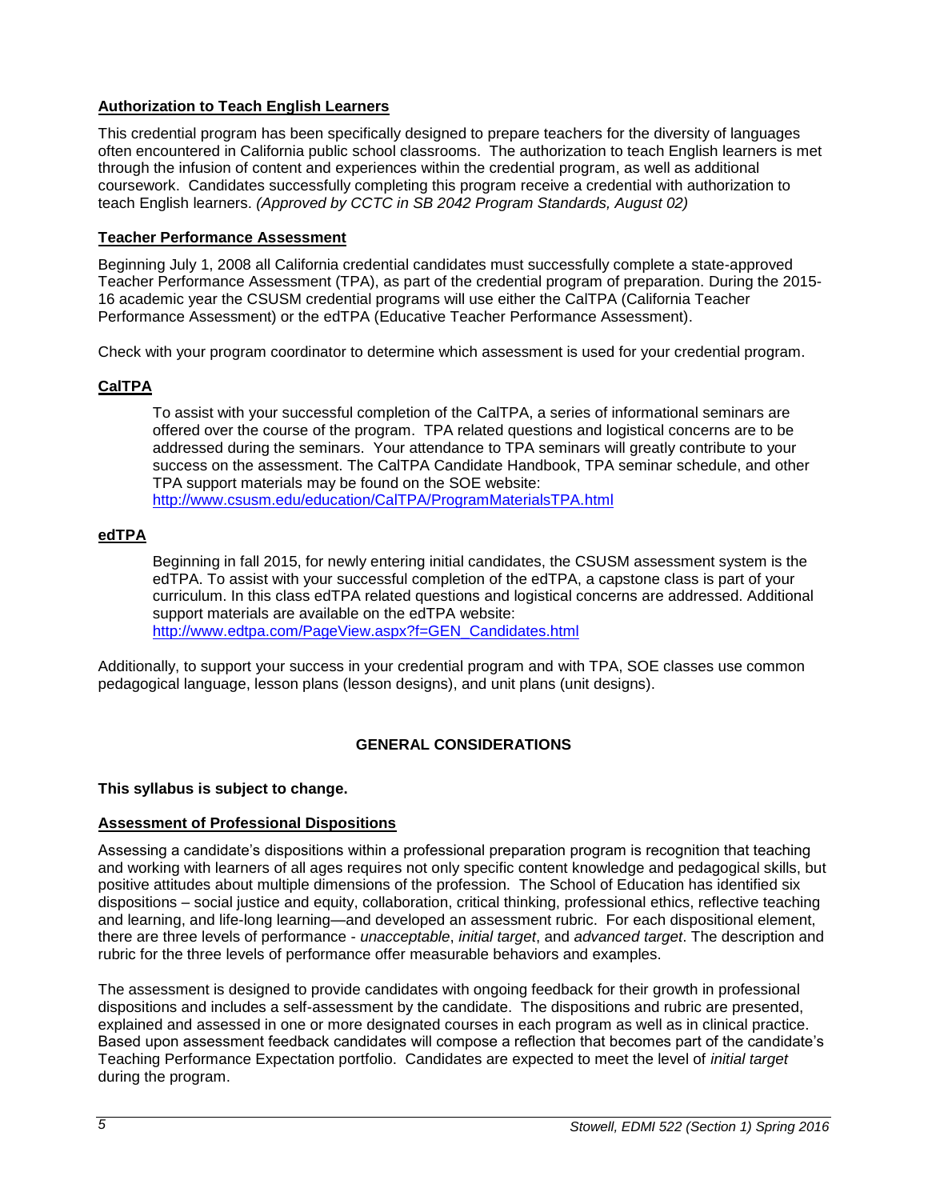## Authorization to Teach English Learners

This credential program has been specifically designed to prepare teachers for the diversity of languages often encountered in California public school classrooms. The authorization to teach English learners is met through the infusion of content and experiences within the credential program, as well as additional coursework. Candidates successfully completing this program receive a credential with authorization to teach English learners. *(Approved by CCTC in SB 2042 Program Standards, August 02)*

## Teacher Performance Assessment

Beginning July 1, 2008 all California credential candidates must successfully complete a state-approved Teacher Performance Assessment (TPA), as part of the credential program of preparation. During the 2015-16 academic year the CSUSM credential programs will use either the CalTPA (California Teacher Performance Assessment) or the edTPA (Educative Teacher Performance Assessment).

Check with your program coordinator to determine which assessment is used for your credential program.

### CalTPA

To assist with your successful completion of the CalTPA, a series of informational seminars are offered over the course of the program. TPA related questions and logistical concerns are to be addressed during the seminars. Your attendance to TPA seminars will greatly contribute to your success on the assessment. The CalTPA Candidate Handbook, TPA seminar schedule, and other TPA support materials may be found on the SOE website: http://www.csusm.edu/education/CalTPA/ProgramMaterialsTPA.html

### edTPA

Beginning in fall 2015, for newly entering initial candidates, the CSUSM assessment system is the edTPA. To assist with your successful completion of the edTPA, a capstone class is part of your curriculum. In this class edTPA related questions and logistical concerns are addressed. Additional support materials are available on the edTPA website: http://www.edtpa.com/PageView.aspx?f=GEN_Candidates.html

Additionally, to support your success in your credential program and with TPA, SOE classes use common pedagogical language, lesson plans (lesson designs), and unit plans (unit designs).

# GENERAL CONSIDERATIONS

**This syllabus is subject to change.**

## Assessment of Professional Dispositions

Assessing a candidate's dispositions within a professional preparation program is recognition that teaching and working with learners of all ages requires not only specific content knowledge and pedagogical skills, but positive attitudes about multiple dimensions of the profession. The School of Education has identified six dispositions – social justice and equity, collaboration, critical thinking, professional ethics, reflective teaching and learning, and life-long learning—and developed an assessment rubric. For each dispositional element, there are three levels of performance - *unacceptable*, *initial target*, and *advanced target*. The description and rubric for the three levels of performance offer measurable behaviors and examples.

The assessment is designed to provide candidates with ongoing feedback for their growth in professional dispositions and includes a self-assessment by the candidate. The dispositions and rubric are presented, explained and assessed in one or more designated courses in each program as well as in clinical practice. Based upon assessment feedback candidates will compose a reflection that becomes part of the candidate's Teaching Performance Expectation portfolio. Candidates are expected to meet the level of *initial target* during the program.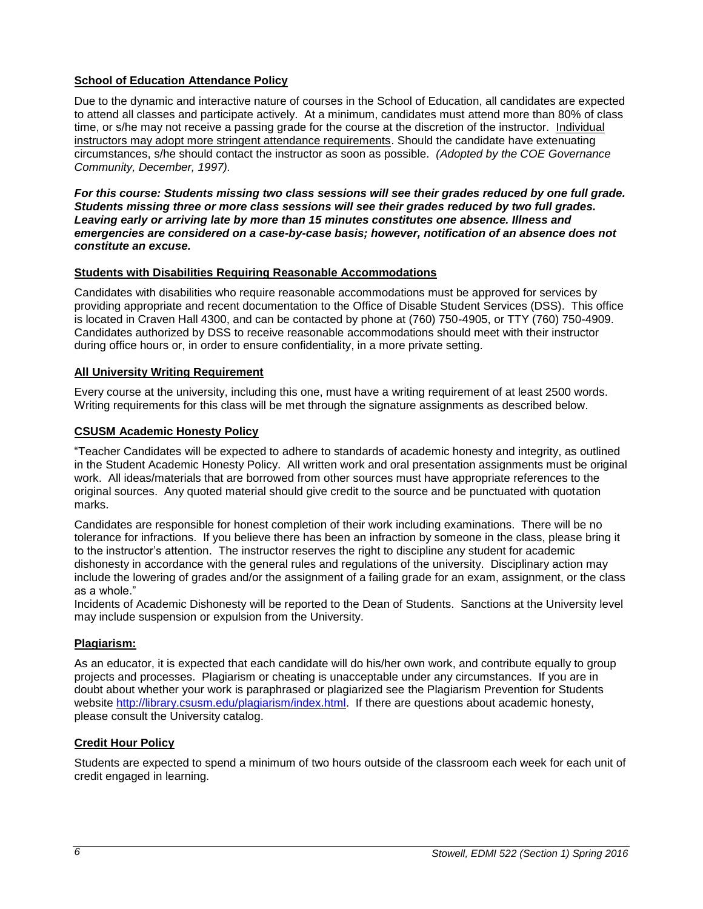## School of Education Attendance Policy

Due to the dynamic and interactive nature of courses in the School of Education, all candidates are expected to attend all classes and participate actively. At a minimum, candidates must attend more than 80% of class time, or s/he may not receive a passing grade for the course at the discretion of the instructor. Individual instructors may adopt more stringent attendance requirements. Should the candidate have extenuating circumstances, s/he should contact the instructor as soon as possible. *(Adopted by the COE Governance Community, December, 1997).*

***For this course: Students missing two class sessions will see their grades reduced by one full grade. Students missing three or more class sessions will see their grades reduced by two full grades. Leaving early or arriving late by more than 15 minutes constitutes one absence. Illness and emergencies are considered on a case-by-case basis; however, notification of an absence does not constitute an excuse.***

## Students with Disabilities Requiring Reasonable Accommodations

Candidates with disabilities who require reasonable accommodations must be approved for services by providing appropriate and recent documentation to the Office of Disable Student Services (DSS). This office is located in Craven Hall 4300, and can be contacted by phone at (760) 750-4905, or TTY (760) 750-4909. Candidates authorized by DSS to receive reasonable accommodations should meet with their instructor during office hours or, in order to ensure confidentiality, in a more private setting.

## All University Writing Requirement

Every course at the university, including this one, must have a writing requirement of at least 2500 words. Writing requirements for this class will be met through the signature assignments as described below.

## CSUSM Academic Honesty Policy

"Teacher Candidates will be expected to adhere to standards of academic honesty and integrity, as outlined in the Student Academic Honesty Policy. All written work and oral presentation assignments must be original work. All ideas/materials that are borrowed from other sources must have appropriate references to the original sources. Any quoted material should give credit to the source and be punctuated with quotation marks.

Candidates are responsible for honest completion of their work including examinations. There will be no tolerance for infractions. If you believe there has been an infraction by someone in the class, please bring it to the instructor's attention. The instructor reserves the right to discipline any student for academic dishonesty in accordance with the general rules and regulations of the university. Disciplinary action may include the lowering of grades and/or the assignment of a failing grade for an exam, assignment, or the class as a whole."

Incidents of Academic Dishonesty will be reported to the Dean of Students. Sanctions at the University level may include suspension or expulsion from the University.

## Plagiarism:

As an educator, it is expected that each candidate will do his/her own work, and contribute equally to group projects and processes. Plagiarism or cheating is unacceptable under any circumstances. If you are in doubt about whether your work is paraphrased or plagiarized see the Plagiarism Prevention for Students website http://library.csusm.edu/plagiarism/index.html. If there are questions about academic honesty, please consult the University catalog.

## Credit Hour Policy

Students are expected to spend a minimum of two hours outside of the classroom each week for each unit of credit engaged in learning.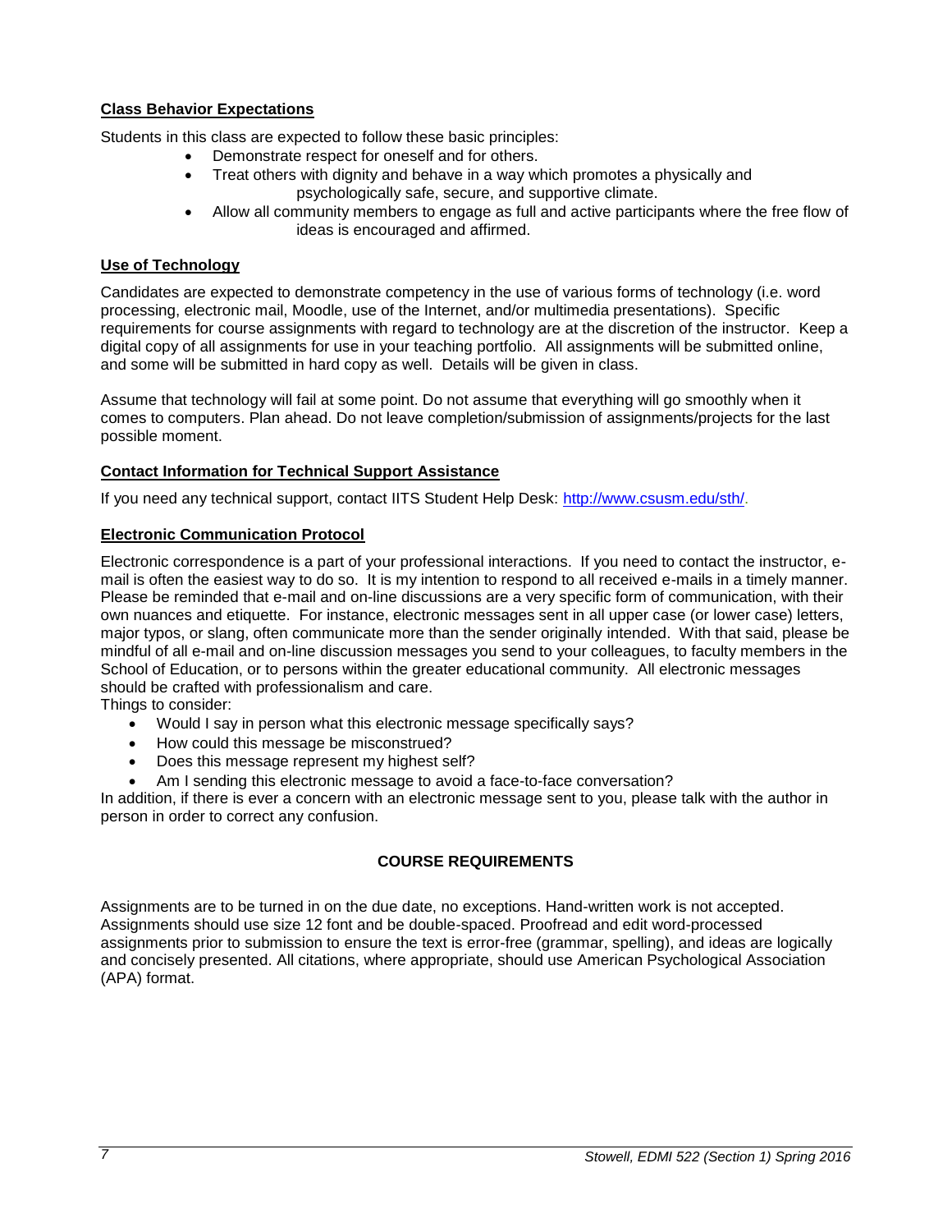**Class Behavior Expectations**

Students in this class are expected to follow these basic principles:

- Demonstrate respect for oneself and for others.
- Treat others with dignity and behave in a way which promotes a physically and psychologically safe, secure, and supportive climate.
- Allow all community members to engage as full and active participants where the free flow of ideas is encouraged and affirmed.

**Use of Technology**

Candidates are expected to demonstrate competency in the use of various forms of technology (i.e. word processing, electronic mail, Moodle, use of the Internet, and/or multimedia presentations). Specific requirements for course assignments with regard to technology are at the discretion of the instructor. Keep a digital copy of all assignments for use in your teaching portfolio. All assignments will be submitted online, and some will be submitted in hard copy as well. Details will be given in class.

Assume that technology will fail at some point. Do not assume that everything will go smoothly when it comes to computers. Plan ahead. Do not leave completion/submission of assignments/projects for the last possible moment.

**Contact Information for Technical Support Assistance**

If you need any technical support, contact IITS Student Help Desk: http://www.csusm.edu/sth/.

**Electronic Communication Protocol**

Electronic correspondence is a part of your professional interactions. If you need to contact the instructor, e-mail is often the easiest way to do so. It is my intention to respond to all received e-mails in a timely manner. Please be reminded that e-mail and on-line discussions are a very specific form of communication, with their own nuances and etiquette. For instance, electronic messages sent in all upper case (or lower case) letters, major typos, or slang, often communicate more than the sender originally intended. With that said, please be mindful of all e-mail and on-line discussion messages you send to your colleagues, to faculty members in the School of Education, or to persons within the greater educational community. All electronic messages should be crafted with professionalism and care.

Things to consider:

- Would I say in person what this electronic message specifically says?
- How could this message be misconstrued?
- Does this message represent my highest self?
- Am I sending this electronic message to avoid a face-to-face conversation?

In addition, if there is ever a concern with an electronic message sent to you, please talk with the author in person in order to correct any confusion.

## COURSE REQUIREMENTS

Assignments are to be turned in on the due date, no exceptions. Hand-written work is not accepted. Assignments should use size 12 font and be double-spaced. Proofread and edit word-processed assignments prior to submission to ensure the text is error-free (grammar, spelling), and ideas are logically and concisely presented. All citations, where appropriate, should use American Psychological Association (APA) format.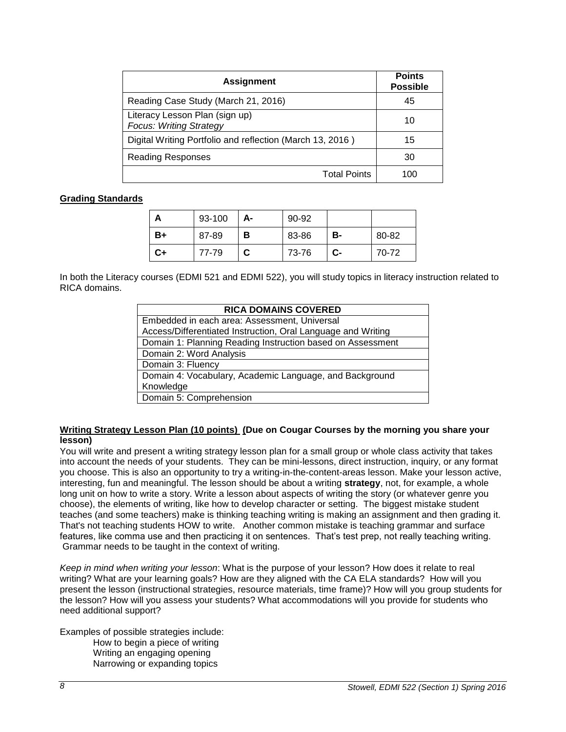| Assignment | Points Possible |
| --- | --- |
| Reading Case Study (March 21, 2016) | 45 |
| Literacy Lesson Plan (sign up)<br>*Focus: Writing Strategy* | 10 |
| Digital Writing Portfolio and reflection (March 13, 2016 ) | 15 |
| Reading Responses | 30 |
| Total Points | 100 |

**Grading Standards**

| **A** | 93-100 | **A-** | 90-92 | | |
| --- | --- | --- | --- | --- | --- |
| **B+** | 87-89 | **B** | 83-86 | **B-** | 80-82 |
| **C+** | 77-79 | **C** | 73-76 | **C-** | 70-72 |

In both the Literacy courses (EDMI 521 and EDMI 522), you will study topics in literacy instruction related to RICA domains.

| RICA DOMAINS COVERED |
| --- |
| Embedded in each area: Assessment, Universal Access/Differentiated Instruction, Oral Language and Writing |
| Domain 1: Planning Reading Instruction based on Assessment |
| Domain 2: Word Analysis |
| Domain 3: Fluency |
| Domain 4: Vocabulary, Academic Language, and Background Knowledge |
| Domain 5: Comprehension |

**Writing Strategy Lesson Plan (10 points) (Due on Cougar Courses by the morning you share your lesson)**

You will write and present a writing strategy lesson plan for a small group or whole class activity that takes into account the needs of your students. They can be mini-lessons, direct instruction, inquiry, or any format you choose. This is also an opportunity to try a writing-in-the-content-areas lesson. Make your lesson active, interesting, fun and meaningful. The lesson should be about a writing **strategy**, not, for example, a whole long unit on how to write a story. Write a lesson about aspects of writing the story (or whatever genre you choose), the elements of writing, like how to develop character or setting. The biggest mistake student teaches (and some teachers) make is thinking teaching writing is making an assignment and then grading it. That's not teaching students HOW to write. Another common mistake is teaching grammar and surface features, like comma use and then practicing it on sentences. That's test prep, not really teaching writing. Grammar needs to be taught in the context of writing.

*Keep in mind when writing your lesson*: What is the purpose of your lesson? How does it relate to real writing? What are your learning goals? How are they aligned with the CA ELA standards? How will you present the lesson (instructional strategies, resource materials, time frame)? How will you group students for the lesson? How will you assess your students? What accommodations will you provide for students who need additional support?

Examples of possible strategies include:

- How to begin a piece of writing
- Writing an engaging opening
- Narrowing or expanding topics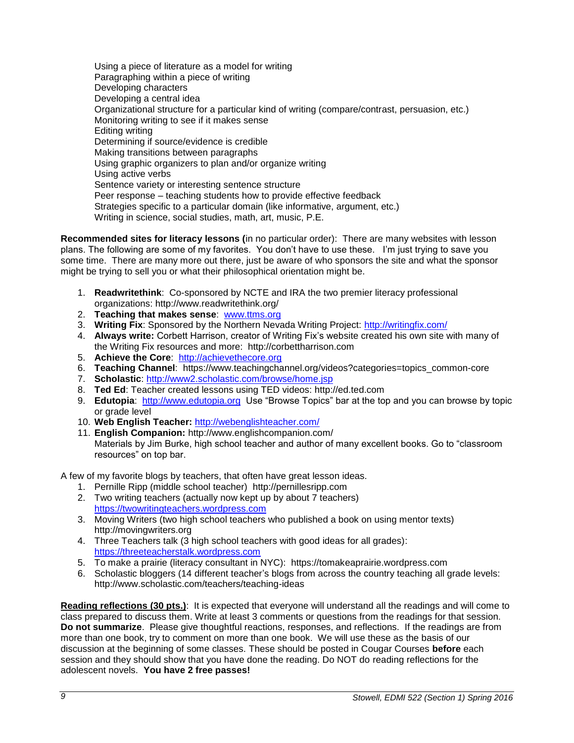Using a piece of literature as a model for writing
Paragraphing within a piece of writing
Developing characters
Developing a central idea
Organizational structure for a particular kind of writing (compare/contrast, persuasion, etc.)
Monitoring writing to see if it makes sense
Editing writing
Determining if source/evidence is credible
Making transitions between paragraphs
Using graphic organizers to plan and/or organize writing
Using active verbs
Sentence variety or interesting sentence structure
Peer response – teaching students how to provide effective feedback
Strategies specific to a particular domain (like informative, argument, etc.)
Writing in science, social studies, math, art, music, P.E.

**Recommended sites for literacy lessons (**in no particular order): There are many websites with lesson plans. The following are some of my favorites. You don't have to use these. I'm just trying to save you some time. There are many more out there, just be aware of who sponsors the site and what the sponsor might be trying to sell you or what their philosophical orientation might be.

1. **Readwritethink**: Co-sponsored by NCTE and IRA the two premier literacy professional organizations: http://www.readwritethink.org/
2. **Teaching that makes sense**: www.ttms.org
3. **Writing Fix**: Sponsored by the Northern Nevada Writing Project: http://writingfix.com/
4. **Always write:** Corbett Harrison, creator of Writing Fix's website created his own site with many of the Writing Fix resources and more: http://corbettharrison.com
5. **Achieve the Core**: http://achievethecore.org
6. **Teaching Channel**: https://www.teachingchannel.org/videos?categories=topics_common-core
7. **Scholastic**: http://www2.scholastic.com/browse/home.jsp
8. **Ted Ed**: Teacher created lessons using TED videos: http://ed.ted.com
9. **Edutopia**: http://www.edutopia.org Use "Browse Topics" bar at the top and you can browse by topic or grade level
10. **Web English Teacher:** http://webenglishteacher.com/
11. **English Companion:** http://www.englishcompanion.com/
    Materials by Jim Burke, high school teacher and author of many excellent books. Go to "classroom resources" on top bar.

A few of my favorite blogs by teachers, that often have great lesson ideas.

1. Pernille Ripp (middle school teacher) http://pernillesripp.com
2. Two writing teachers (actually now kept up by about 7 teachers) https://twowritingteachers.wordpress.com
3. Moving Writers (two high school teachers who published a book on using mentor texts) http://movingwriters.org
4. Three Teachers talk (3 high school teachers with good ideas for all grades): https://threeteacherstalk.wordpress.com
5. To make a prairie (literacy consultant in NYC): https://tomakeaprairie.wordpress.com
6. Scholastic bloggers (14 different teacher's blogs from across the country teaching all grade levels: http://www.scholastic.com/teachers/teaching-ideas

**Reading reflections (30 pts.)**: It is expected that everyone will understand all the readings and will come to class prepared to discuss them. Write at least 3 comments or questions from the readings for that session. **Do not summarize**. Please give thoughtful reactions, responses, and reflections. If the readings are from more than one book, try to comment on more than one book. We will use these as the basis of our discussion at the beginning of some classes. These should be posted in Cougar Courses **before** each session and they should show that you have done the reading. Do NOT do reading reflections for the adolescent novels. **You have 2 free passes!**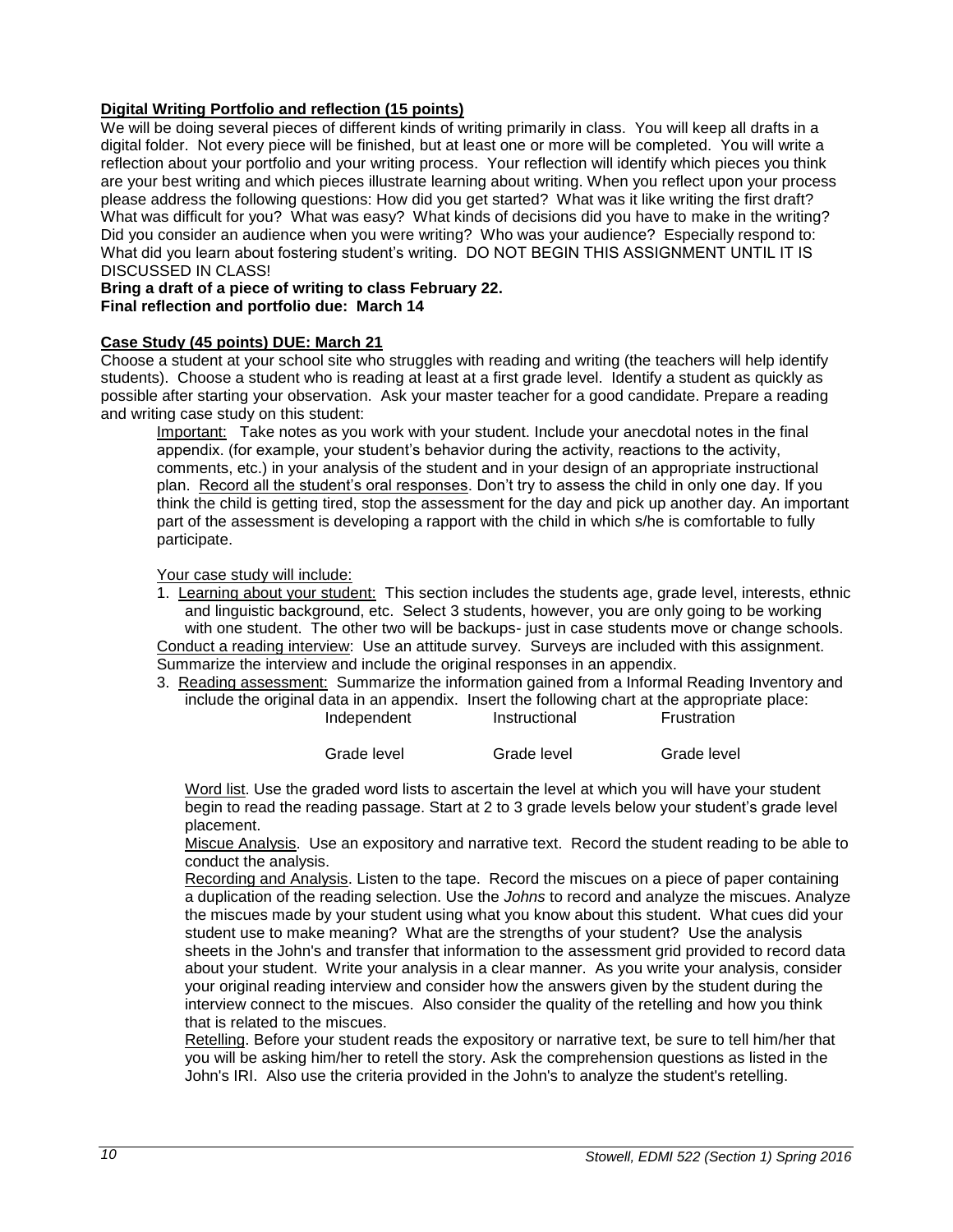**<u>Digital Writing Portfolio and reflection (15 points)</u>**

We will be doing several pieces of different kinds of writing primarily in class. You will keep all drafts in a digital folder. Not every piece will be finished, but at least one or more will be completed. You will write a reflection about your portfolio and your writing process. Your reflection will identify which pieces you think are your best writing and which pieces illustrate learning about writing. When you reflect upon your process please address the following questions: How did you get started? What was it like writing the first draft? What was difficult for you? What was easy? What kinds of decisions did you have to make in the writing? Did you consider an audience when you were writing? Who was your audience? Especially respond to: What did you learn about fostering student's writing. DO NOT BEGIN THIS ASSIGNMENT UNTIL IT IS DISCUSSED IN CLASS!

**Bring a draft of a piece of writing to class February 22.**
**Final reflection and portfolio due: March 14**

**<u>Case Study (45 points) DUE: March 21</u>**

Choose a student at your school site who struggles with reading and writing (the teachers will help identify students). Choose a student who is reading at least at a first grade level. Identify a student as quickly as possible after starting your observation. Ask your master teacher for a good candidate. Prepare a reading and writing case study on this student:

<u>Important:</u> Take notes as you work with your student. Include your anecdotal notes in the final appendix. (for example, your student's behavior during the activity, reactions to the activity, comments, etc.) in your analysis of the student and in your design of an appropriate instructional plan. <u>Record all the student's oral responses</u>. Don't try to assess the child in only one day. If you think the child is getting tired, stop the assessment for the day and pick up another day. An important part of the assessment is developing a rapport with the child in which s/he is comfortable to fully participate.

<u>Your case study will include:</u>

1. <u>Learning about your student:</u> This section includes the students age, grade level, interests, ethnic and linguistic background, etc. Select 3 students, however, you are only going to be working with one student. The other two will be backups- just in case students move or change schools.

<u>Conduct a reading interview</u>: Use an attitude survey. Surveys are included with this assignment. Summarize the interview and include the original responses in an appendix.

3. <u>Reading assessment:</u> Summarize the information gained from a Informal Reading Inventory and include the original data in an appendix. Insert the following chart at the appropriate place:

| Independent | Instructional | Frustration |
|---|---|---|
| Grade level | Grade level | Grade level |

<u>Word list</u>. Use the graded word lists to ascertain the level at which you will have your student begin to read the reading passage. Start at 2 to 3 grade levels below your student's grade level placement.

<u>Miscue Analysis</u>. Use an expository and narrative text. Record the student reading to be able to conduct the analysis.

<u>Recording and Analysis</u>. Listen to the tape. Record the miscues on a piece of paper containing a duplication of the reading selection. Use the *Johns* to record and analyze the miscues. Analyze the miscues made by your student using what you know about this student. What cues did your student use to make meaning? What are the strengths of your student? Use the analysis sheets in the John's and transfer that information to the assessment grid provided to record data about your student. Write your analysis in a clear manner. As you write your analysis, consider your original reading interview and consider how the answers given by the student during the interview connect to the miscues. Also consider the quality of the retelling and how you think that is related to the miscues.

<u>Retelling</u>. Before your student reads the expository or narrative text, be sure to tell him/her that you will be asking him/her to retell the story. Ask the comprehension questions as listed in the John's IRI. Also use the criteria provided in the John's to analyze the student's retelling.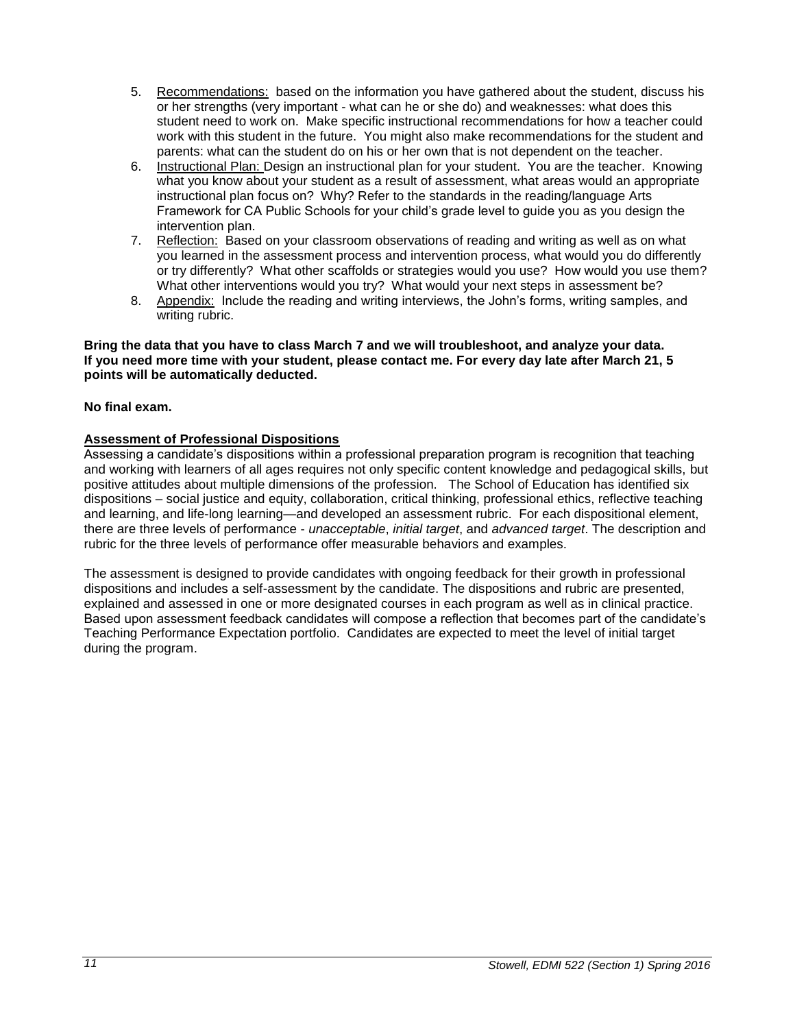5. <u>Recommendations:</u> based on the information you have gathered about the student, discuss his or her strengths (very important - what can he or she do) and weaknesses: what does this student need to work on. Make specific instructional recommendations for how a teacher could work with this student in the future. You might also make recommendations for the student and parents: what can the student do on his or her own that is not dependent on the teacher.
6. <u>Instructional Plan:</u> Design an instructional plan for your student. You are the teacher. Knowing what you know about your student as a result of assessment, what areas would an appropriate instructional plan focus on? Why? Refer to the standards in the reading/language Arts Framework for CA Public Schools for your child's grade level to guide you as you design the intervention plan.
7. <u>Reflection:</u> Based on your classroom observations of reading and writing as well as on what you learned in the assessment process and intervention process, what would you do differently or try differently? What other scaffolds or strategies would you use? How would you use them? What other interventions would you try? What would your next steps in assessment be?
8. <u>Appendix:</u> Include the reading and writing interviews, the John's forms, writing samples, and writing rubric.

**Bring the data that you have to class March 7 and we will troubleshoot, and analyze your data. If you need more time with your student, please contact me. For every day late after March 21, 5 points will be automatically deducted.**

**No final exam.**

**<u>Assessment of Professional Dispositions</u>**

Assessing a candidate's dispositions within a professional preparation program is recognition that teaching and working with learners of all ages requires not only specific content knowledge and pedagogical skills, but positive attitudes about multiple dimensions of the profession. The School of Education has identified six dispositions – social justice and equity, collaboration, critical thinking, professional ethics, reflective teaching and learning, and life-long learning—and developed an assessment rubric. For each dispositional element, there are three levels of performance - *unacceptable*, *initial target*, and *advanced target*. The description and rubric for the three levels of performance offer measurable behaviors and examples.

The assessment is designed to provide candidates with ongoing feedback for their growth in professional dispositions and includes a self-assessment by the candidate. The dispositions and rubric are presented, explained and assessed in one or more designated courses in each program as well as in clinical practice. Based upon assessment feedback candidates will compose a reflection that becomes part of the candidate's Teaching Performance Expectation portfolio. Candidates are expected to meet the level of initial target during the program.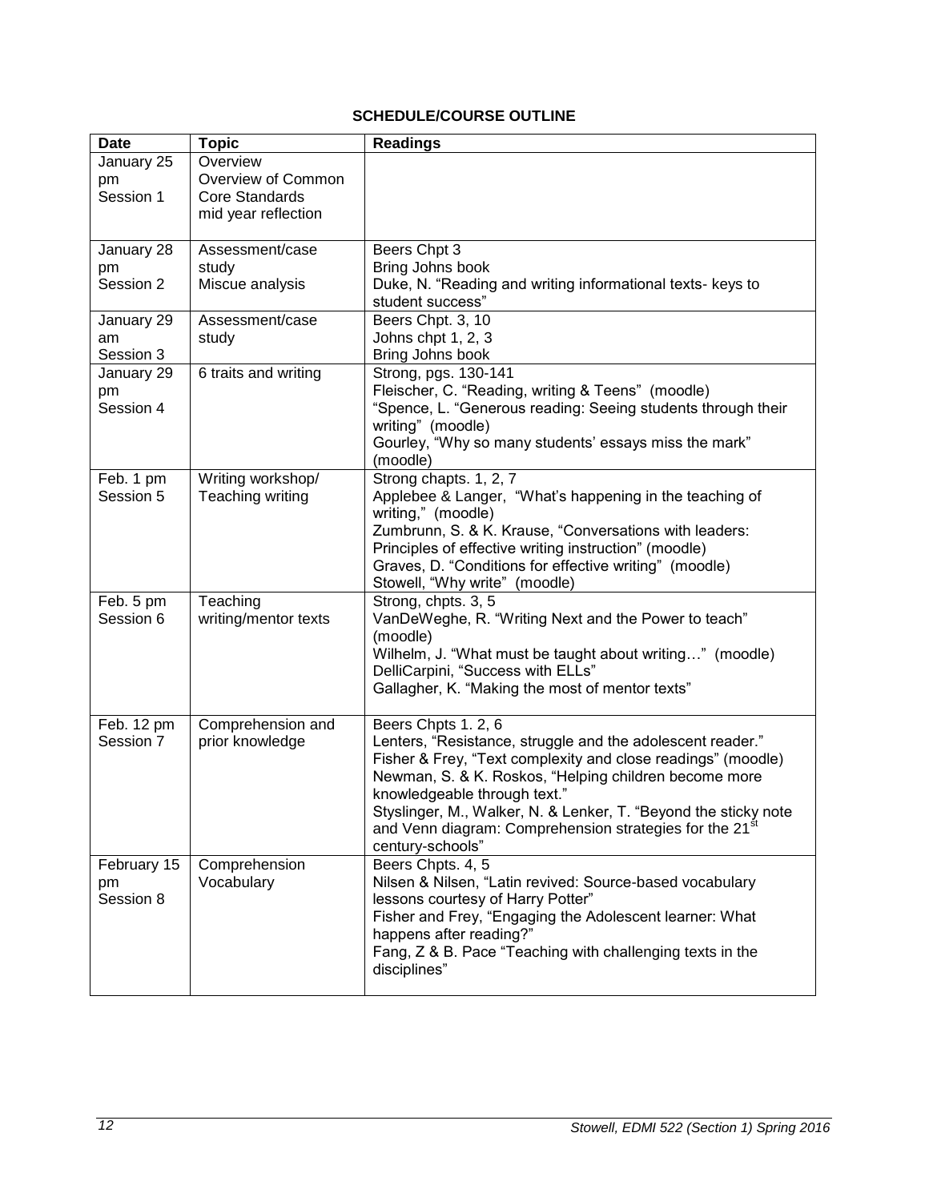**SCHEDULE/COURSE OUTLINE**

| Date | Topic | Readings |
|---|---|---|
| January 25 pm Session 1 | Overview<br>Overview of Common Core Standards<br>mid year reflection | |
| January 28 pm Session 2 | Assessment/case study<br>Miscue analysis | Beers Chpt 3<br>Bring Johns book<br>Duke, N. "Reading and writing informational texts- keys to student success" |
| January 29 am Session 3 | Assessment/case study | Beers Chpt. 3, 10<br>Johns chpt 1, 2, 3<br>Bring Johns book |
| January 29 pm Session 4 | 6 traits and writing | Strong, pgs. 130-141<br>Fleischer, C. "Reading, writing & Teens" (moodle)<br>"Spence, L. "Generous reading: Seeing students through their writing" (moodle)<br>Gourley, "Why so many students' essays miss the mark" (moodle) |
| Feb. 1 pm Session 5 | Writing workshop/ Teaching writing | Strong chapts. 1, 2, 7<br>Applebee & Langer, "What's happening in the teaching of writing," (moodle)<br>Zumbrunn, S. & K. Krause, "Conversations with leaders: Principles of effective writing instruction" (moodle)<br>Graves, D. "Conditions for effective writing" (moodle)<br>Stowell, "Why write" (moodle) |
| Feb. 5 pm Session 6 | Teaching writing/mentor texts | Strong, chpts. 3, 5<br>VanDeWeghe, R. "Writing Next and the Power to teach" (moodle)<br>Wilhelm, J. "What must be taught about writing…" (moodle)<br>DelliCarpini, "Success with ELLs"<br>Gallagher, K. "Making the most of mentor texts" |
| Feb. 12 pm Session 7 | Comprehension and prior knowledge | Beers Chpts 1. 2, 6<br>Lenters, "Resistance, struggle and the adolescent reader."<br>Fisher & Frey, "Text complexity and close readings" (moodle)<br>Newman, S. & K. Roskos, "Helping children become more knowledgeable through text."<br>Styslinger, M., Walker, N. & Lenker, T. "Beyond the sticky note and Venn diagram: Comprehension strategies for the 21st century-schools" |
| February 15 pm Session 8 | Comprehension<br>Vocabulary | Beers Chpts. 4, 5<br>Nilsen & Nilsen, "Latin revived: Source-based vocabulary lessons courtesy of Harry Potter"<br>Fisher and Frey, "Engaging the Adolescent learner: What happens after reading?"<br>Fang, Z & B. Pace "Teaching with challenging texts in the disciplines" |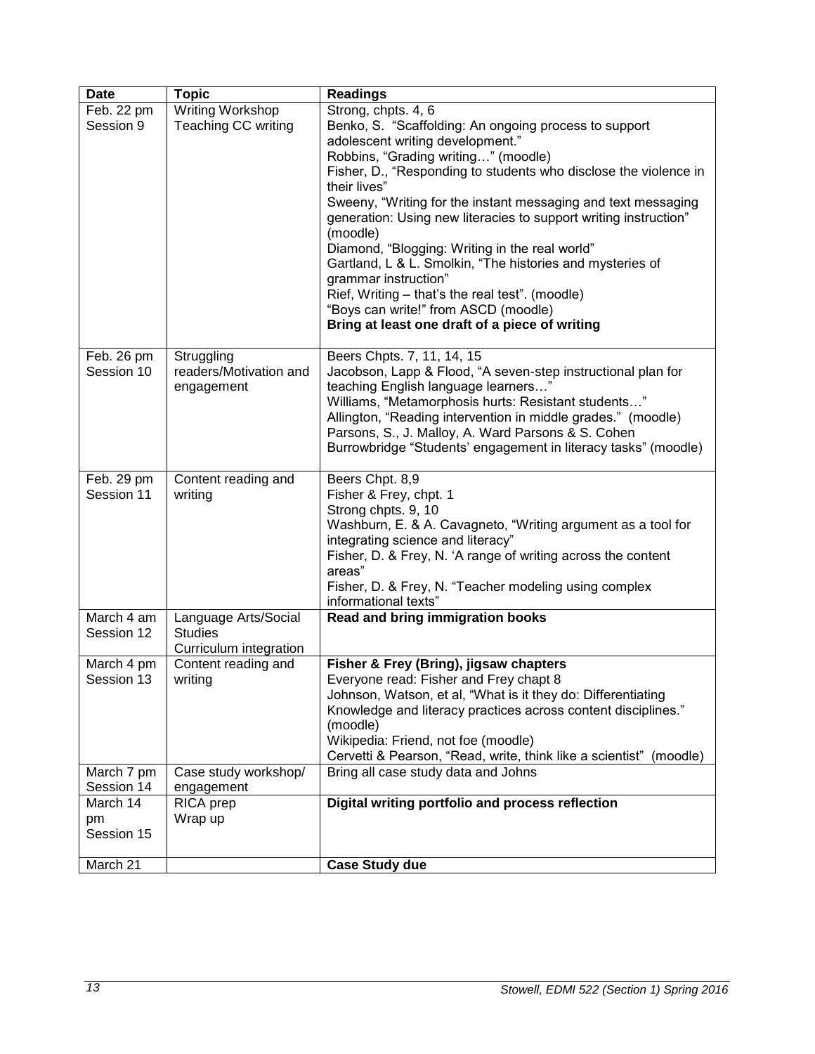| Date | Topic | Readings |
|---|---|---|
| Feb. 22 pm Session 9 | Writing Workshop Teaching CC writing | Strong, chpts. 4, 6<br>Benko, S. "Scaffolding: An ongoing process to support adolescent writing development."<br>Robbins, "Grading writing…" (moodle)<br>Fisher, D., "Responding to students who disclose the violence in their lives"<br>Sweeny, "Writing for the instant messaging and text messaging generation: Using new literacies to support writing instruction" (moodle)<br>Diamond, "Blogging: Writing in the real world"<br>Gartland, L & L. Smolkin, "The histories and mysteries of grammar instruction"<br>Rief, Writing – that's the real test". (moodle)<br>"Boys can write!" from ASCD (moodle)<br>**Bring at least one draft of a piece of writing** |
| Feb. 26 pm Session 10 | Struggling readers/Motivation and engagement | Beers Chpts. 7, 11, 14, 15<br>Jacobson, Lapp & Flood, "A seven-step instructional plan for teaching English language learners…"<br>Williams, "Metamorphosis hurts: Resistant students…"<br>Allington, "Reading intervention in middle grades." (moodle)<br>Parsons, S., J. Malloy, A. Ward Parsons & S. Cohen Burrowbridge "Students' engagement in literacy tasks" (moodle) |
| Feb. 29 pm Session 11 | Content reading and writing | Beers Chpt. 8,9<br>Fisher & Frey, chpt. 1<br>Strong chpts. 9, 10<br>Washburn, E. & A. Cavagneto, "Writing argument as a tool for integrating science and literacy"<br>Fisher, D. & Frey, N. 'A range of writing across the content areas"<br>Fisher, D. & Frey, N. "Teacher modeling using complex informational texts" |
| March 4 am Session 12 | Language Arts/Social Studies Curriculum integration | **Read and bring immigration books** |
| March 4 pm Session 13 | Content reading and writing | **Fisher & Frey (Bring), jigsaw chapters**<br>Everyone read: Fisher and Frey chapt 8<br>Johnson, Watson, et al, "What is it they do: Differentiating Knowledge and literacy practices across content disciplines." (moodle)<br>Wikipedia: Friend, not foe (moodle)<br>Cervetti & Pearson, "Read, write, think like a scientist" (moodle) |
| March 7 pm Session 14 | Case study workshop/ engagement | Bring all case study data and Johns |
| March 14 pm Session 15 | RICA prep Wrap up | **Digital writing portfolio and process reflection** |
| March 21 | | **Case Study due** |